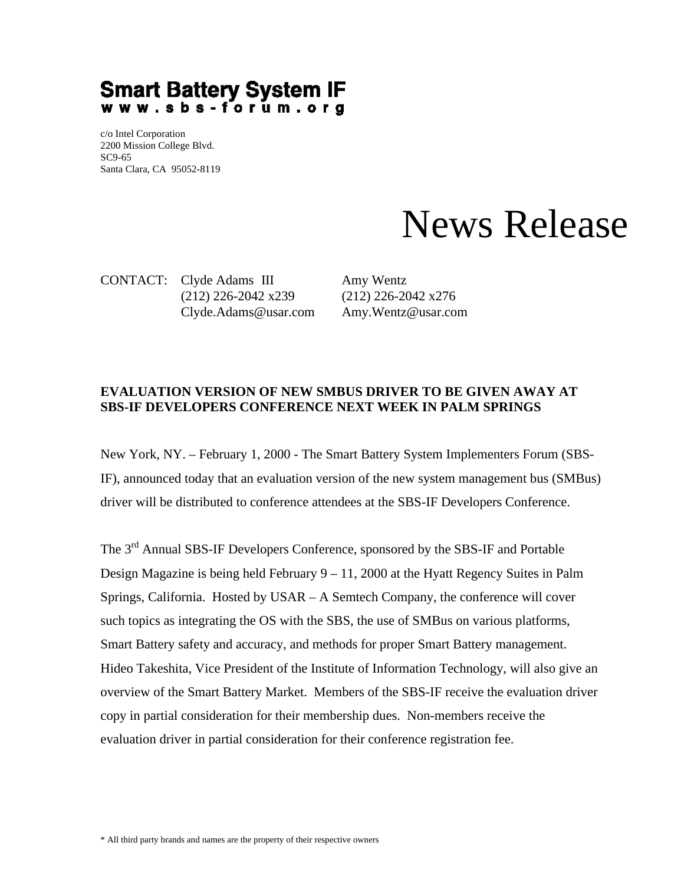**Smart Battery System IF**
**www.sbs-forum.org**

c/o Intel Corporation
2200 Mission College Blvd.
SC9-65
Santa Clara, CA 95052-8119

# News Release

CONTACT: Clyde Adams III — (212) 226-2042 x239 — Clyde.Adams@usar.com
Amy Wentz — (212) 226-2042 x276 — Amy.Wentz@usar.com

**EVALUATION VERSION OF NEW SMBUS DRIVER TO BE GIVEN AWAY AT SBS-IF DEVELOPERS CONFERENCE NEXT WEEK IN PALM SPRINGS**

New York, NY. – February 1, 2000 - The Smart Battery System Implementers Forum (SBS-IF), announced today that an evaluation version of the new system management bus (SMBus) driver will be distributed to conference attendees at the SBS-IF Developers Conference.

The 3rd Annual SBS-IF Developers Conference, sponsored by the SBS-IF and Portable Design Magazine is being held February 9 – 11, 2000 at the Hyatt Regency Suites in Palm Springs, California. Hosted by USAR – A Semtech Company, the conference will cover such topics as integrating the OS with the SBS, the use of SMBus on various platforms, Smart Battery safety and accuracy, and methods for proper Smart Battery management. Hideo Takeshita, Vice President of the Institute of Information Technology, will also give an overview of the Smart Battery Market. Members of the SBS-IF receive the evaluation driver copy in partial consideration for their membership dues. Non-members receive the evaluation driver in partial consideration for their conference registration fee.

* All third party brands and names are the property of their respective owners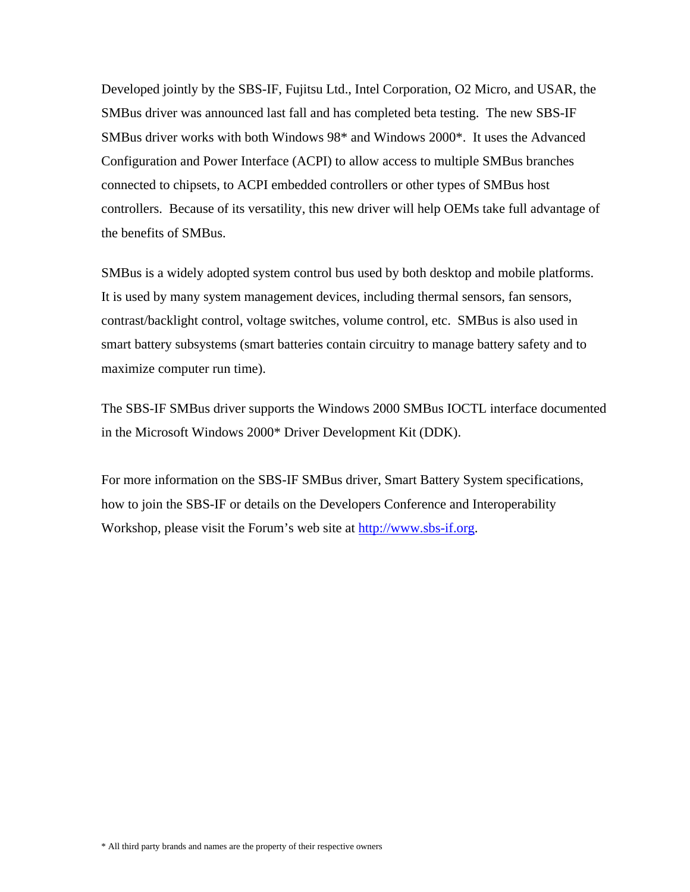Developed jointly by the SBS-IF, Fujitsu Ltd., Intel Corporation, O2 Micro, and USAR, the SMBus driver was announced last fall and has completed beta testing. The new SBS-IF SMBus driver works with both Windows 98* and Windows 2000*. It uses the Advanced Configuration and Power Interface (ACPI) to allow access to multiple SMBus branches connected to chipsets, to ACPI embedded controllers or other types of SMBus host controllers. Because of its versatility, this new driver will help OEMs take full advantage of the benefits of SMBus.

SMBus is a widely adopted system control bus used by both desktop and mobile platforms. It is used by many system management devices, including thermal sensors, fan sensors, contrast/backlight control, voltage switches, volume control, etc. SMBus is also used in smart battery subsystems (smart batteries contain circuitry to manage battery safety and to maximize computer run time).

The SBS-IF SMBus driver supports the Windows 2000 SMBus IOCTL interface documented in the Microsoft Windows 2000* Driver Development Kit (DDK).

For more information on the SBS-IF SMBus driver, Smart Battery System specifications, how to join the SBS-IF or details on the Developers Conference and Interoperability Workshop, please visit the Forum's web site at http://www.sbs-if.org.

* All third party brands and names are the property of their respective owners